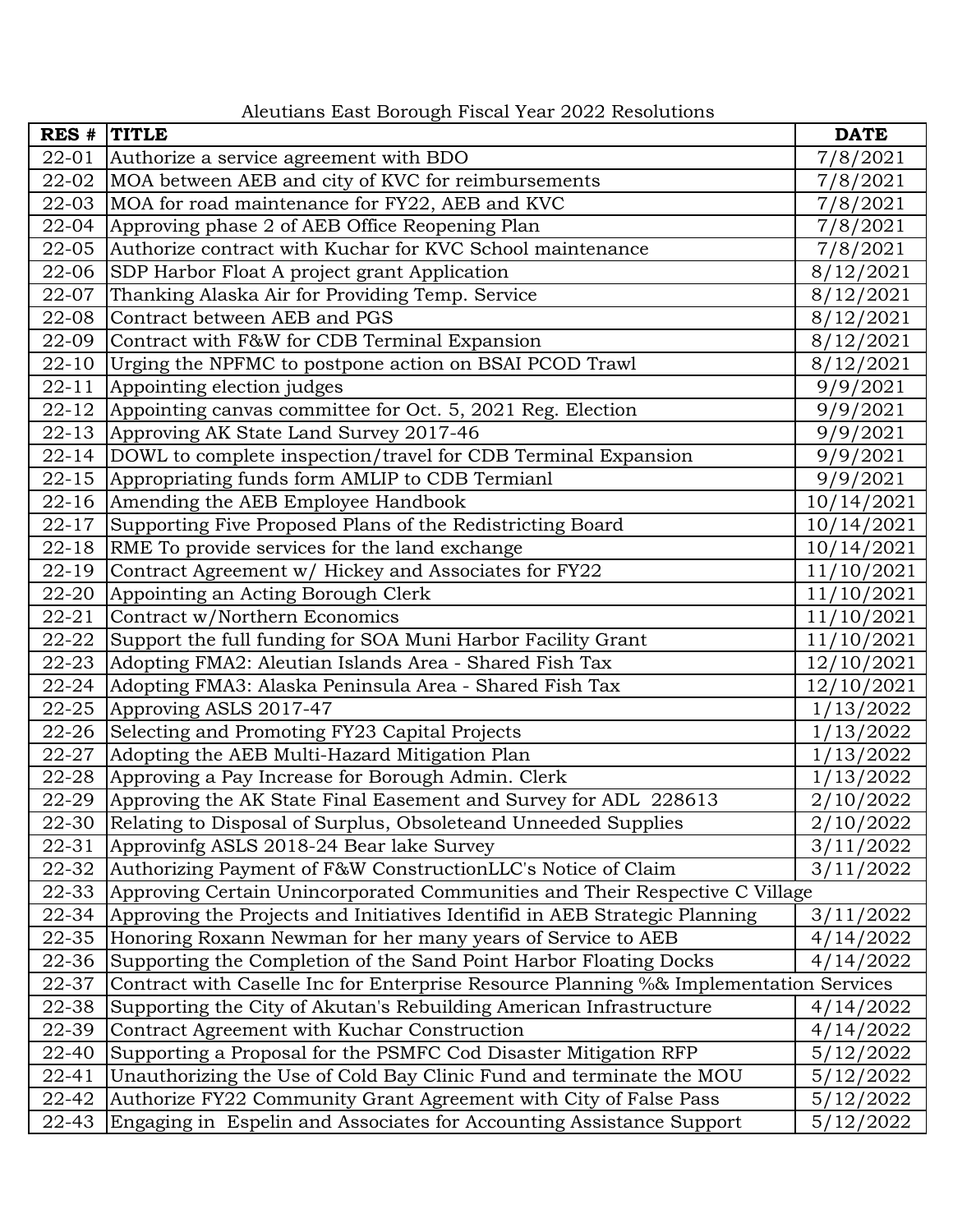Aleutians East Borough Fiscal Year 2022 Resolutions

| RES # | TITLE | DATE |
|---|---|---|
| 22-01 | Authorize a service agreement with BDO | 7/8/2021 |
| 22-02 | MOA between AEB and city of KVC for reimbursements | 7/8/2021 |
| 22-03 | MOA for road maintenance for FY22, AEB and KVC | 7/8/2021 |
| 22-04 | Approving phase 2 of AEB Office Reopening Plan | 7/8/2021 |
| 22-05 | Authorize contract with Kuchar for KVC School maintenance | 7/8/2021 |
| 22-06 | SDP Harbor Float A project grant Application | 8/12/2021 |
| 22-07 | Thanking Alaska Air for Providing Temp. Service | 8/12/2021 |
| 22-08 | Contract between AEB and PGS | 8/12/2021 |
| 22-09 | Contract with F&W for CDB Terminal Expansion | 8/12/2021 |
| 22-10 | Urging the NPFMC to postpone action on BSAI PCOD Trawl | 8/12/2021 |
| 22-11 | Appointing election judges | 9/9/2021 |
| 22-12 | Appointing canvas committee for Oct. 5, 2021 Reg. Election | 9/9/2021 |
| 22-13 | Approving AK State Land Survey 2017-46 | 9/9/2021 |
| 22-14 | DOWL to complete inspection/travel for CDB Terminal Expansion | 9/9/2021 |
| 22-15 | Appropriating funds form AMLIP to CDB Termianl | 9/9/2021 |
| 22-16 | Amending the AEB Employee Handbook | 10/14/2021 |
| 22-17 | Supporting Five Proposed Plans of the Redistricting Board | 10/14/2021 |
| 22-18 | RME To provide services for the land exchange | 10/14/2021 |
| 22-19 | Contract Agreement w/ Hickey and Associates for FY22 | 11/10/2021 |
| 22-20 | Appointing an Acting Borough Clerk | 11/10/2021 |
| 22-21 | Contract w/Northern Economics | 11/10/2021 |
| 22-22 | Support the full funding for SOA Muni Harbor Facility Grant | 11/10/2021 |
| 22-23 | Adopting FMA2: Aleutian Islands Area - Shared Fish Tax | 12/10/2021 |
| 22-24 | Adopting FMA3: Alaska Peninsula Area - Shared Fish Tax | 12/10/2021 |
| 22-25 | Approving ASLS 2017-47 | 1/13/2022 |
| 22-26 | Selecting and Promoting FY23 Capital Projects | 1/13/2022 |
| 22-27 | Adopting the AEB Multi-Hazard Mitigation Plan | 1/13/2022 |
| 22-28 | Approving a Pay Increase for Borough Admin. Clerk | 1/13/2022 |
| 22-29 | Approving the AK State Final Easement and Survey for ADL 228613 | 2/10/2022 |
| 22-30 | Relating to Disposal of Surplus, Obsoleteand Unneeded Supplies | 2/10/2022 |
| 22-31 | Approvinfg ASLS 2018-24 Bear lake Survey | 3/11/2022 |
| 22-32 | Authorizing Payment of F&W ConstructionLLC's Notice of Claim | 3/11/2022 |
| 22-33 | Approving Certain Unincorporated Communities and Their Respective C Village | |
| 22-34 | Approving the Projects and Initiatives Identifid in AEB Strategic Planning | 3/11/2022 |
| 22-35 | Honoring Roxann Newman for her many years of Service to AEB | 4/14/2022 |
| 22-36 | Supporting the Completion of the Sand Point Harbor Floating Docks | 4/14/2022 |
| 22-37 | Contract with Caselle Inc for Enterprise Resource Planning %& Implementation Services | |
| 22-38 | Supporting the City of Akutan's Rebuilding American Infrastructure | 4/14/2022 |
| 22-39 | Contract Agreement with Kuchar Construction | 4/14/2022 |
| 22-40 | Supporting a Proposal for the PSMFC Cod Disaster Mitigation RFP | 5/12/2022 |
| 22-41 | Unauthorizing the Use of Cold Bay Clinic Fund and terminate the MOU | 5/12/2022 |
| 22-42 | Authorize FY22 Community Grant Agreement with City of False Pass | 5/12/2022 |
| 22-43 | Engaging in Espelin and Associates for Accounting Assistance Support | 5/12/2022 |